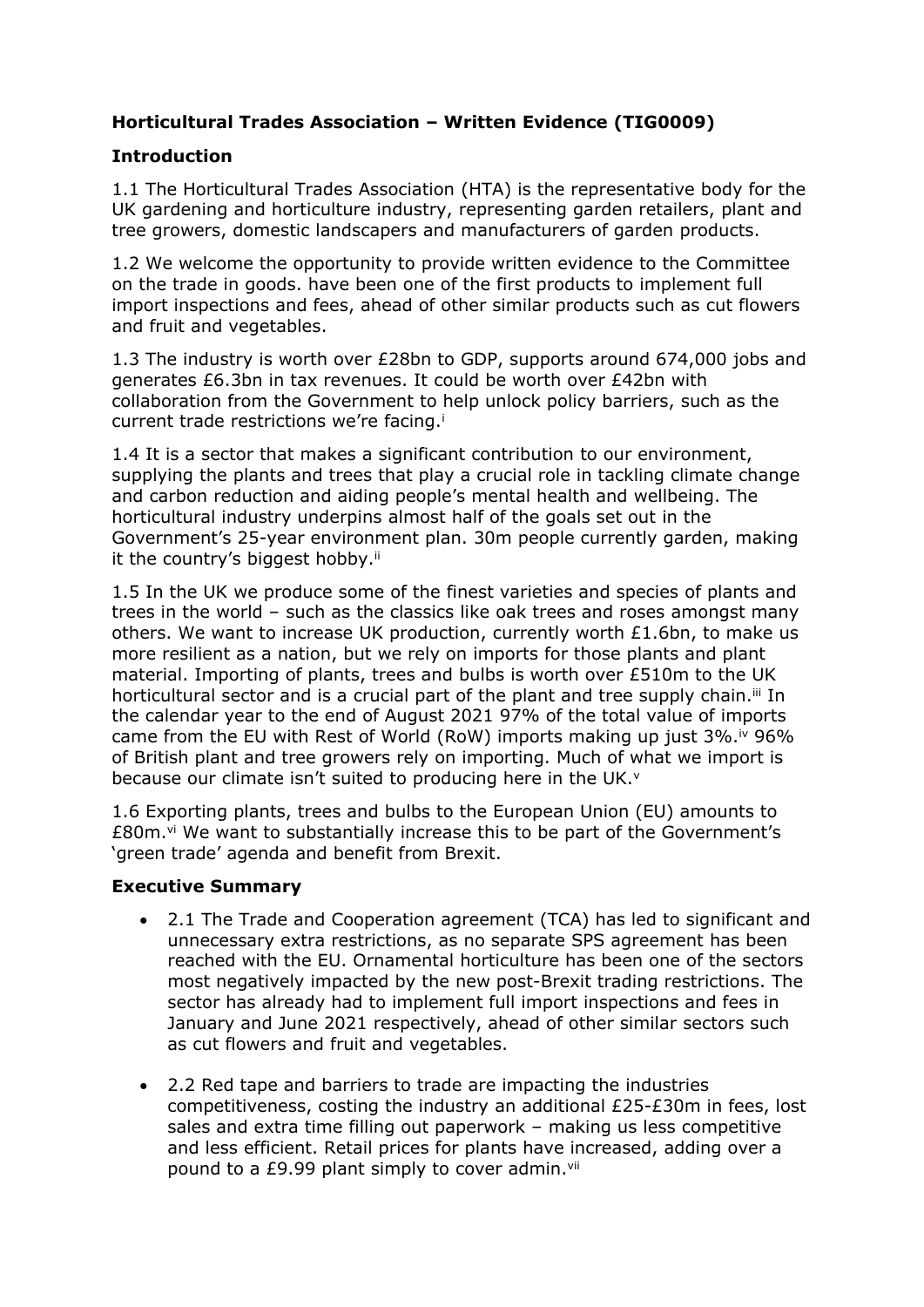**Horticultural Trades Association – Written Evidence (TIG0009)**

**Introduction**

1.1 The Horticultural Trades Association (HTA) is the representative body for the UK gardening and horticulture industry, representing garden retailers, plant and tree growers, domestic landscapers and manufacturers of garden products.

1.2 We welcome the opportunity to provide written evidence to the Committee on the trade in goods. have been one of the first products to implement full import inspections and fees, ahead of other similar products such as cut flowers and fruit and vegetables.

1.3 The industry is worth over £28bn to GDP, supports around 674,000 jobs and generates £6.3bn in tax revenues. It could be worth over £42bn with collaboration from the Government to help unlock policy barriers, such as the current trade restrictions we're facing.[i]

1.4 It is a sector that makes a significant contribution to our environment, supplying the plants and trees that play a crucial role in tackling climate change and carbon reduction and aiding people's mental health and wellbeing. The horticultural industry underpins almost half of the goals set out in the Government's 25-year environment plan. 30m people currently garden, making it the country's biggest hobby.[ii]

1.5 In the UK we produce some of the finest varieties and species of plants and trees in the world – such as the classics like oak trees and roses amongst many others. We want to increase UK production, currently worth £1.6bn, to make us more resilient as a nation, but we rely on imports for those plants and plant material. Importing of plants, trees and bulbs is worth over £510m to the UK horticultural sector and is a crucial part of the plant and tree supply chain.[iii] In the calendar year to the end of August 2021 97% of the total value of imports came from the EU with Rest of World (RoW) imports making up just 3%.[iv] 96% of British plant and tree growers rely on importing. Much of what we import is because our climate isn't suited to producing here in the UK.[v]

1.6 Exporting plants, trees and bulbs to the European Union (EU) amounts to £80m.[vi] We want to substantially increase this to be part of the Government's 'green trade' agenda and benefit from Brexit.

**Executive Summary**

- 2.1 The Trade and Cooperation agreement (TCA) has led to significant and unnecessary extra restrictions, as no separate SPS agreement has been reached with the EU. Ornamental horticulture has been one of the sectors most negatively impacted by the new post-Brexit trading restrictions. The sector has already had to implement full import inspections and fees in January and June 2021 respectively, ahead of other similar sectors such as cut flowers and fruit and vegetables.

- 2.2 Red tape and barriers to trade are impacting the industries competitiveness, costing the industry an additional £25-£30m in fees, lost sales and extra time filling out paperwork – making us less competitive and less efficient. Retail prices for plants have increased, adding over a pound to a £9.99 plant simply to cover admin.[vii]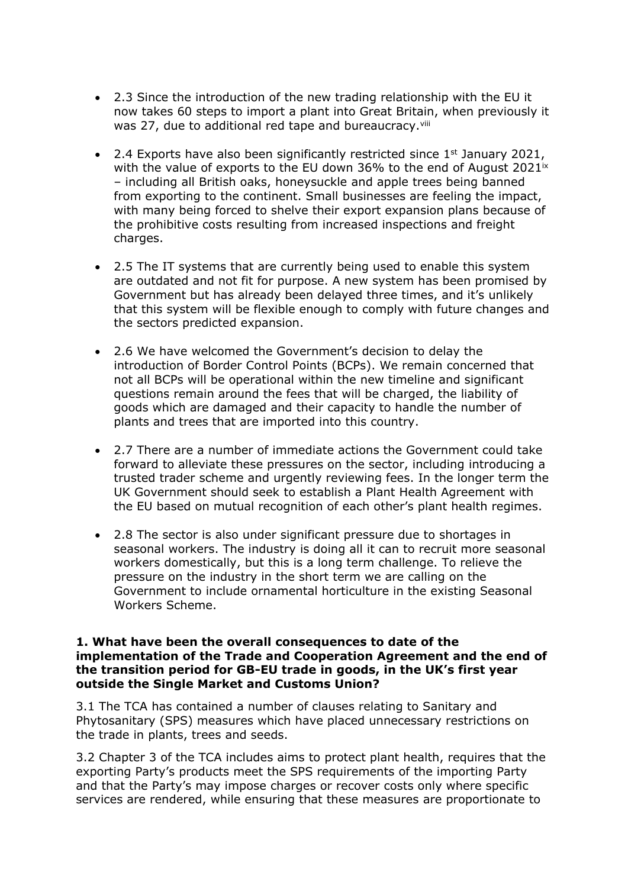- 2.3 Since the introduction of the new trading relationship with the EU it now takes 60 steps to import a plant into Great Britain, when previously it was 27, due to additional red tape and bureaucracy.[viii]

- 2.4 Exports have also been significantly restricted since 1st January 2021, with the value of exports to the EU down 36% to the end of August 2021[ix] – including all British oaks, honeysuckle and apple trees being banned from exporting to the continent. Small businesses are feeling the impact, with many being forced to shelve their export expansion plans because of the prohibitive costs resulting from increased inspections and freight charges.

- 2.5 The IT systems that are currently being used to enable this system are outdated and not fit for purpose. A new system has been promised by Government but has already been delayed three times, and it's unlikely that this system will be flexible enough to comply with future changes and the sectors predicted expansion.

- 2.6 We have welcomed the Government's decision to delay the introduction of Border Control Points (BCPs). We remain concerned that not all BCPs will be operational within the new timeline and significant questions remain around the fees that will be charged, the liability of goods which are damaged and their capacity to handle the number of plants and trees that are imported into this country.

- 2.7 There are a number of immediate actions the Government could take forward to alleviate these pressures on the sector, including introducing a trusted trader scheme and urgently reviewing fees. In the longer term the UK Government should seek to establish a Plant Health Agreement with the EU based on mutual recognition of each other's plant health regimes.

- 2.8 The sector is also under significant pressure due to shortages in seasonal workers. The industry is doing all it can to recruit more seasonal workers domestically, but this is a long term challenge. To relieve the pressure on the industry in the short term we are calling on the Government to include ornamental horticulture in the existing Seasonal Workers Scheme.

**1. What have been the overall consequences to date of the implementation of the Trade and Cooperation Agreement and the end of the transition period for GB-EU trade in goods, in the UK's first year outside the Single Market and Customs Union?**

3.1 The TCA has contained a number of clauses relating to Sanitary and Phytosanitary (SPS) measures which have placed unnecessary restrictions on the trade in plants, trees and seeds.

3.2 Chapter 3 of the TCA includes aims to protect plant health, requires that the exporting Party's products meet the SPS requirements of the importing Party and that the Party's may impose charges or recover costs only where specific services are rendered, while ensuring that these measures are proportionate to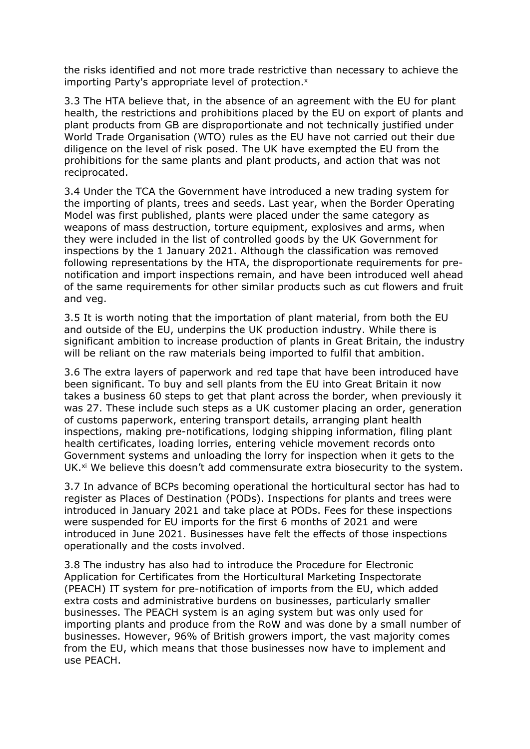the risks identified and not more trade restrictive than necessary to achieve the importing Party's appropriate level of protection.[x]

3.3 The HTA believe that, in the absence of an agreement with the EU for plant health, the restrictions and prohibitions placed by the EU on export of plants and plant products from GB are disproportionate and not technically justified under World Trade Organisation (WTO) rules as the EU have not carried out their due diligence on the level of risk posed. The UK have exempted the EU from the prohibitions for the same plants and plant products, and action that was not reciprocated.

3.4 Under the TCA the Government have introduced a new trading system for the importing of plants, trees and seeds. Last year, when the Border Operating Model was first published, plants were placed under the same category as weapons of mass destruction, torture equipment, explosives and arms, when they were included in the list of controlled goods by the UK Government for inspections by the 1 January 2021. Although the classification was removed following representations by the HTA, the disproportionate requirements for pre-notification and import inspections remain, and have been introduced well ahead of the same requirements for other similar products such as cut flowers and fruit and veg.

3.5 It is worth noting that the importation of plant material, from both the EU and outside of the EU, underpins the UK production industry. While there is significant ambition to increase production of plants in Great Britain, the industry will be reliant on the raw materials being imported to fulfil that ambition.

3.6 The extra layers of paperwork and red tape that have been introduced have been significant. To buy and sell plants from the EU into Great Britain it now takes a business 60 steps to get that plant across the border, when previously it was 27. These include such steps as a UK customer placing an order, generation of customs paperwork, entering transport details, arranging plant health inspections, making pre-notifications, lodging shipping information, filing plant health certificates, loading lorries, entering vehicle movement records onto Government systems and unloading the lorry for inspection when it gets to the UK.[xi] We believe this doesn't add commensurate extra biosecurity to the system.

3.7 In advance of BCPs becoming operational the horticultural sector has had to register as Places of Destination (PODs). Inspections for plants and trees were introduced in January 2021 and take place at PODs. Fees for these inspections were suspended for EU imports for the first 6 months of 2021 and were introduced in June 2021. Businesses have felt the effects of those inspections operationally and the costs involved.

3.8 The industry has also had to introduce the Procedure for Electronic Application for Certificates from the Horticultural Marketing Inspectorate (PEACH) IT system for pre-notification of imports from the EU, which added extra costs and administrative burdens on businesses, particularly smaller businesses. The PEACH system is an aging system but was only used for importing plants and produce from the RoW and was done by a small number of businesses. However, 96% of British growers import, the vast majority comes from the EU, which means that those businesses now have to implement and use PEACH.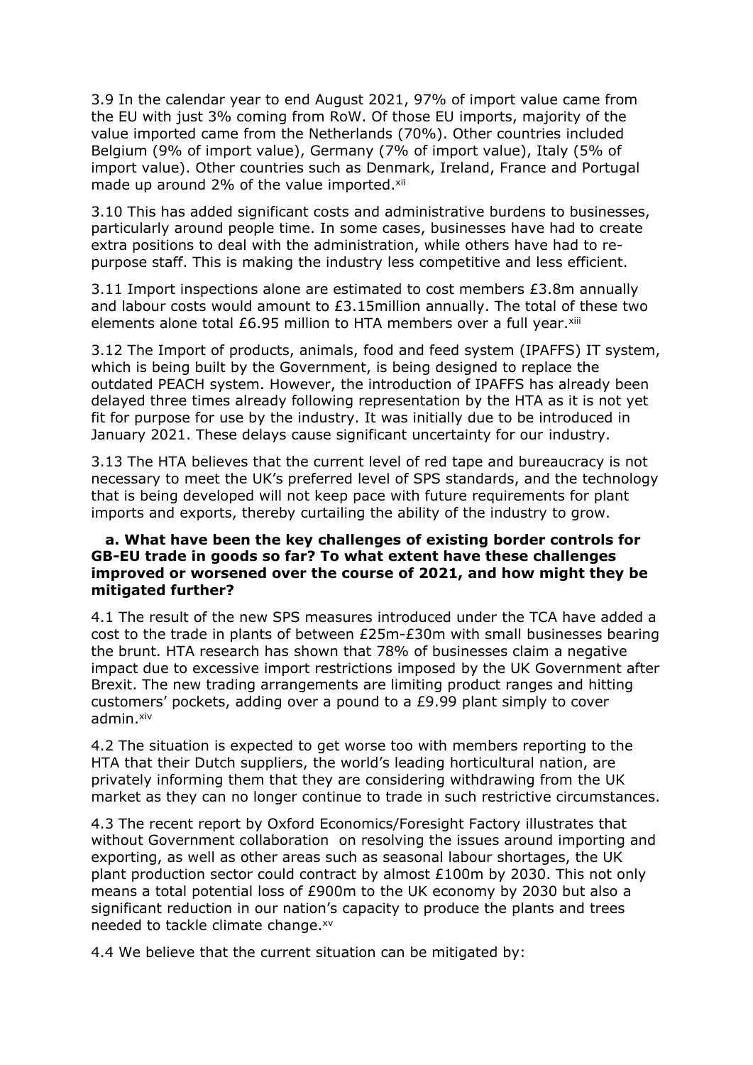3.9 In the calendar year to end August 2021, 97% of import value came from the EU with just 3% coming from RoW. Of those EU imports, majority of the value imported came from the Netherlands (70%). Other countries included Belgium (9% of import value), Germany (7% of import value), Italy (5% of import value). Other countries such as Denmark, Ireland, France and Portugal made up around 2% of the value imported.[xii]

3.10 This has added significant costs and administrative burdens to businesses, particularly around people time. In some cases, businesses have had to create extra positions to deal with the administration, while others have had to re-purpose staff. This is making the industry less competitive and less efficient.

3.11 Import inspections alone are estimated to cost members £3.8m annually and labour costs would amount to £3.15million annually. The total of these two elements alone total £6.95 million to HTA members over a full year.[xiii]

3.12 The Import of products, animals, food and feed system (IPAFFS) IT system, which is being built by the Government, is being designed to replace the outdated PEACH system. However, the introduction of IPAFFS has already been delayed three times already following representation by the HTA as it is not yet fit for purpose for use by the industry. It was initially due to be introduced in January 2021. These delays cause significant uncertainty for our industry.

3.13 The HTA believes that the current level of red tape and bureaucracy is not necessary to meet the UK's preferred level of SPS standards, and the technology that is being developed will not keep pace with future requirements for plant imports and exports, thereby curtailing the ability of the industry to grow.

**a. What have been the key challenges of existing border controls for GB-EU trade in goods so far? To what extent have these challenges improved or worsened over the course of 2021, and how might they be mitigated further?**

4.1 The result of the new SPS measures introduced under the TCA have added a cost to the trade in plants of between £25m-£30m with small businesses bearing the brunt. HTA research has shown that 78% of businesses claim a negative impact due to excessive import restrictions imposed by the UK Government after Brexit. The new trading arrangements are limiting product ranges and hitting customers' pockets, adding over a pound to a £9.99 plant simply to cover admin.[xiv]

4.2 The situation is expected to get worse too with members reporting to the HTA that their Dutch suppliers, the world's leading horticultural nation, are privately informing them that they are considering withdrawing from the UK market as they can no longer continue to trade in such restrictive circumstances.

4.3 The recent report by Oxford Economics/Foresight Factory illustrates that without Government collaboration on resolving the issues around importing and exporting, as well as other areas such as seasonal labour shortages, the UK plant production sector could contract by almost £100m by 2030. This not only means a total potential loss of £900m to the UK economy by 2030 but also a significant reduction in our nation's capacity to produce the plants and trees needed to tackle climate change.[xv]

4.4 We believe that the current situation can be mitigated by: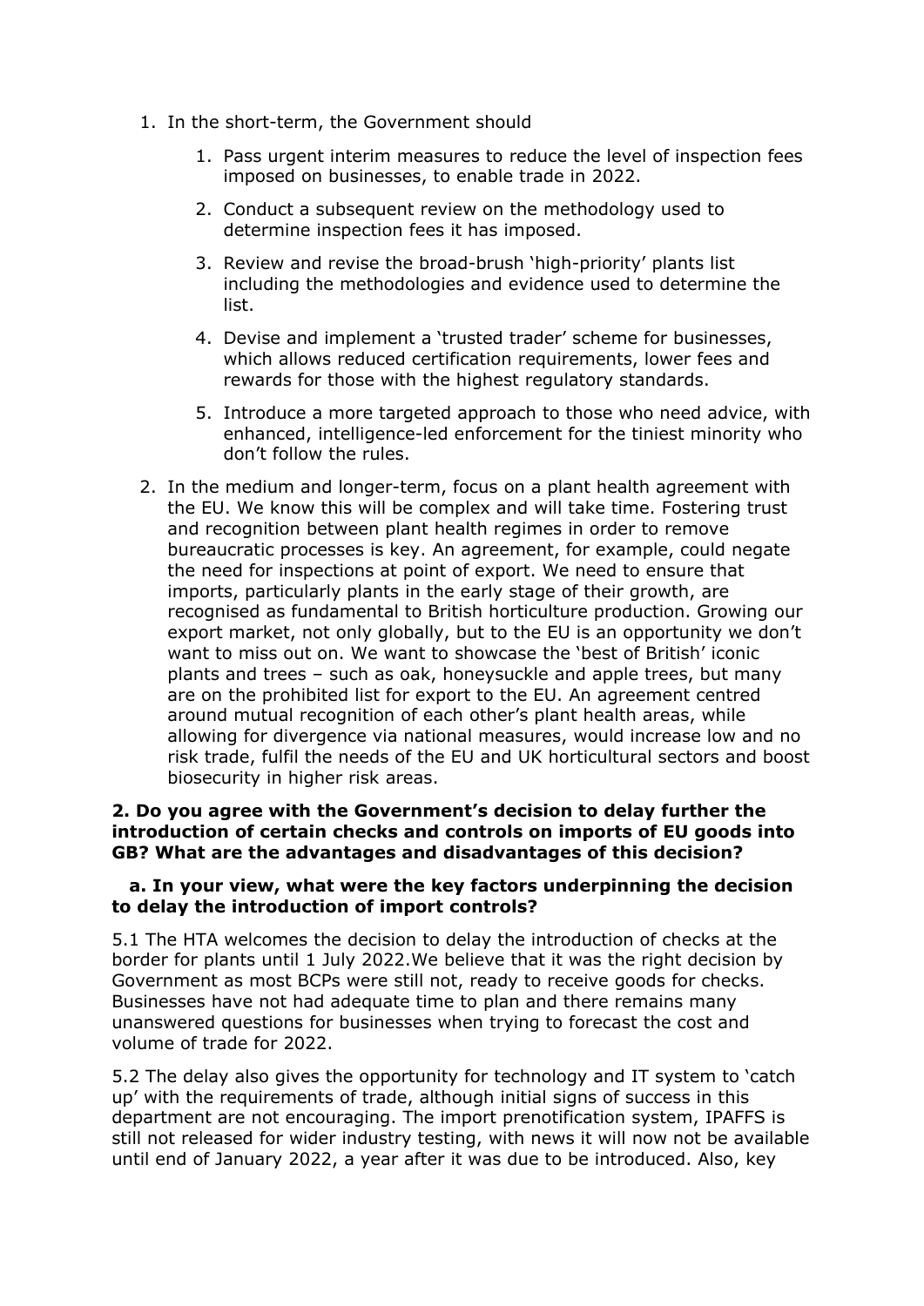1. In the short-term, the Government should
    1. Pass urgent interim measures to reduce the level of inspection fees imposed on businesses, to enable trade in 2022.
    2. Conduct a subsequent review on the methodology used to determine inspection fees it has imposed.
    3. Review and revise the broad-brush 'high-priority' plants list including the methodologies and evidence used to determine the list.
    4. Devise and implement a 'trusted trader' scheme for businesses, which allows reduced certification requirements, lower fees and rewards for those with the highest regulatory standards.
    5. Introduce a more targeted approach to those who need advice, with enhanced, intelligence-led enforcement for the tiniest minority who don't follow the rules.
2. In the medium and longer-term, focus on a plant health agreement with the EU. We know this will be complex and will take time. Fostering trust and recognition between plant health regimes in order to remove bureaucratic processes is key. An agreement, for example, could negate the need for inspections at point of export. We need to ensure that imports, particularly plants in the early stage of their growth, are recognised as fundamental to British horticulture production. Growing our export market, not only globally, but to the EU is an opportunity we don't want to miss out on. We want to showcase the 'best of British' iconic plants and trees – such as oak, honeysuckle and apple trees, but many are on the prohibited list for export to the EU. An agreement centred around mutual recognition of each other's plant health areas, while allowing for divergence via national measures, would increase low and no risk trade, fulfil the needs of the EU and UK horticultural sectors and boost biosecurity in higher risk areas.

**2. Do you agree with the Government's decision to delay further the introduction of certain checks and controls on imports of EU goods into GB? What are the advantages and disadvantages of this decision?**

**a. In your view, what were the key factors underpinning the decision to delay the introduction of import controls?**

5.1 The HTA welcomes the decision to delay the introduction of checks at the border for plants until 1 July 2022.We believe that it was the right decision by Government as most BCPs were still not, ready to receive goods for checks. Businesses have not had adequate time to plan and there remains many unanswered questions for businesses when trying to forecast the cost and volume of trade for 2022.

5.2 The delay also gives the opportunity for technology and IT system to 'catch up' with the requirements of trade, although initial signs of success in this department are not encouraging. The import prenotification system, IPAFFS is still not released for wider industry testing, with news it will now not be available until end of January 2022, a year after it was due to be introduced. Also, key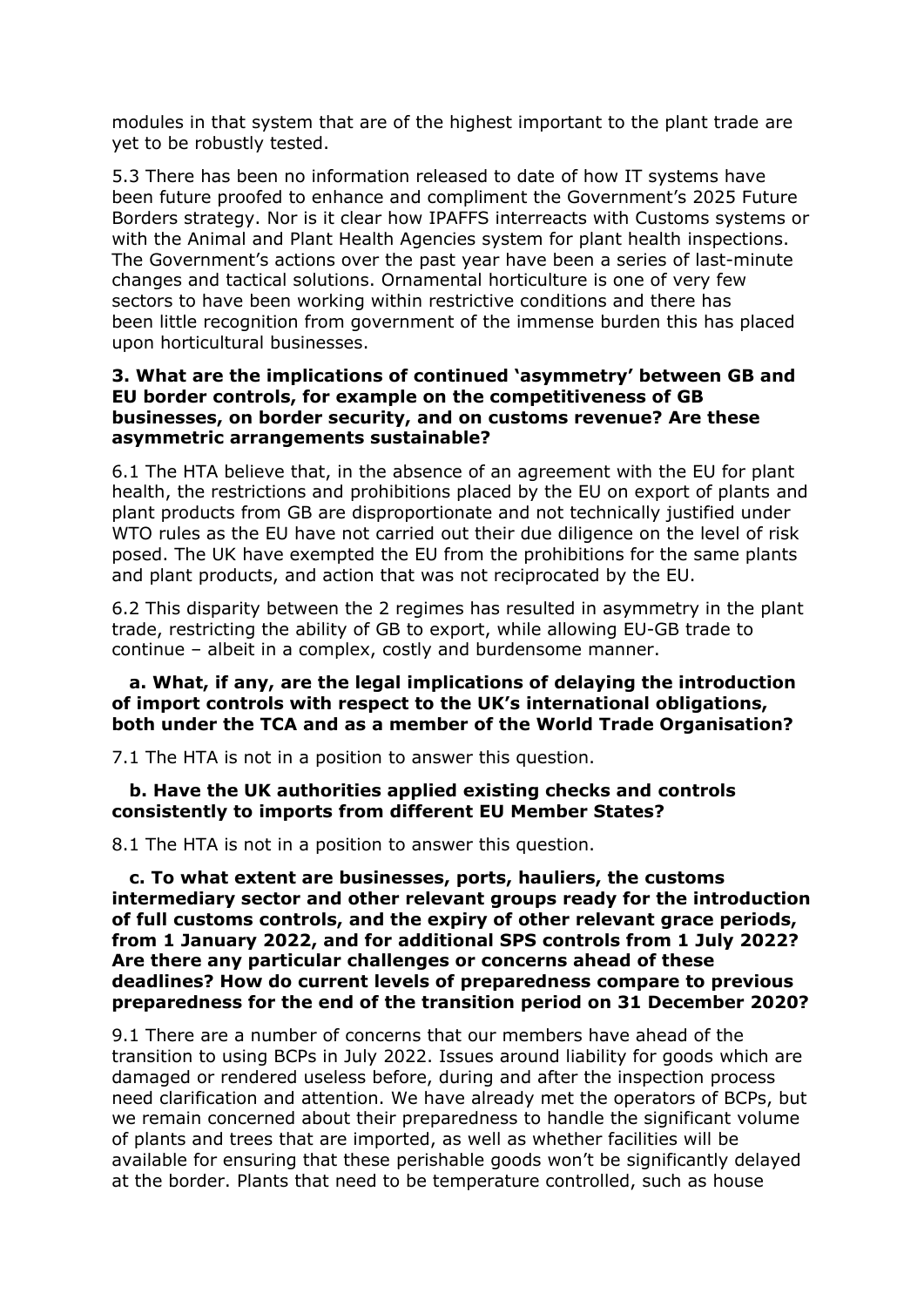modules in that system that are of the highest important to the plant trade are yet to be robustly tested.

5.3 There has been no information released to date of how IT systems have been future proofed to enhance and compliment the Government's 2025 Future Borders strategy. Nor is it clear how IPAFFS interreacts with Customs systems or with the Animal and Plant Health Agencies system for plant health inspections. The Government's actions over the past year have been a series of last-minute changes and tactical solutions. Ornamental horticulture is one of very few sectors to have been working within restrictive conditions and there has been little recognition from government of the immense burden this has placed upon horticultural businesses.

**3. What are the implications of continued 'asymmetry' between GB and EU border controls, for example on the competitiveness of GB businesses, on border security, and on customs revenue? Are these asymmetric arrangements sustainable?**

6.1 The HTA believe that, in the absence of an agreement with the EU for plant health, the restrictions and prohibitions placed by the EU on export of plants and plant products from GB are disproportionate and not technically justified under WTO rules as the EU have not carried out their due diligence on the level of risk posed. The UK have exempted the EU from the prohibitions for the same plants and plant products, and action that was not reciprocated by the EU.

6.2 This disparity between the 2 regimes has resulted in asymmetry in the plant trade, restricting the ability of GB to export, while allowing EU-GB trade to continue – albeit in a complex, costly and burdensome manner.

**a. What, if any, are the legal implications of delaying the introduction of import controls with respect to the UK's international obligations, both under the TCA and as a member of the World Trade Organisation?**

7.1 The HTA is not in a position to answer this question.

**b. Have the UK authorities applied existing checks and controls consistently to imports from different EU Member States?**

8.1 The HTA is not in a position to answer this question.

**c. To what extent are businesses, ports, hauliers, the customs intermediary sector and other relevant groups ready for the introduction of full customs controls, and the expiry of other relevant grace periods, from 1 January 2022, and for additional SPS controls from 1 July 2022? Are there any particular challenges or concerns ahead of these deadlines? How do current levels of preparedness compare to previous preparedness for the end of the transition period on 31 December 2020?**

9.1 There are a number of concerns that our members have ahead of the transition to using BCPs in July 2022. Issues around liability for goods which are damaged or rendered useless before, during and after the inspection process need clarification and attention. We have already met the operators of BCPs, but we remain concerned about their preparedness to handle the significant volume of plants and trees that are imported, as well as whether facilities will be available for ensuring that these perishable goods won't be significantly delayed at the border. Plants that need to be temperature controlled, such as house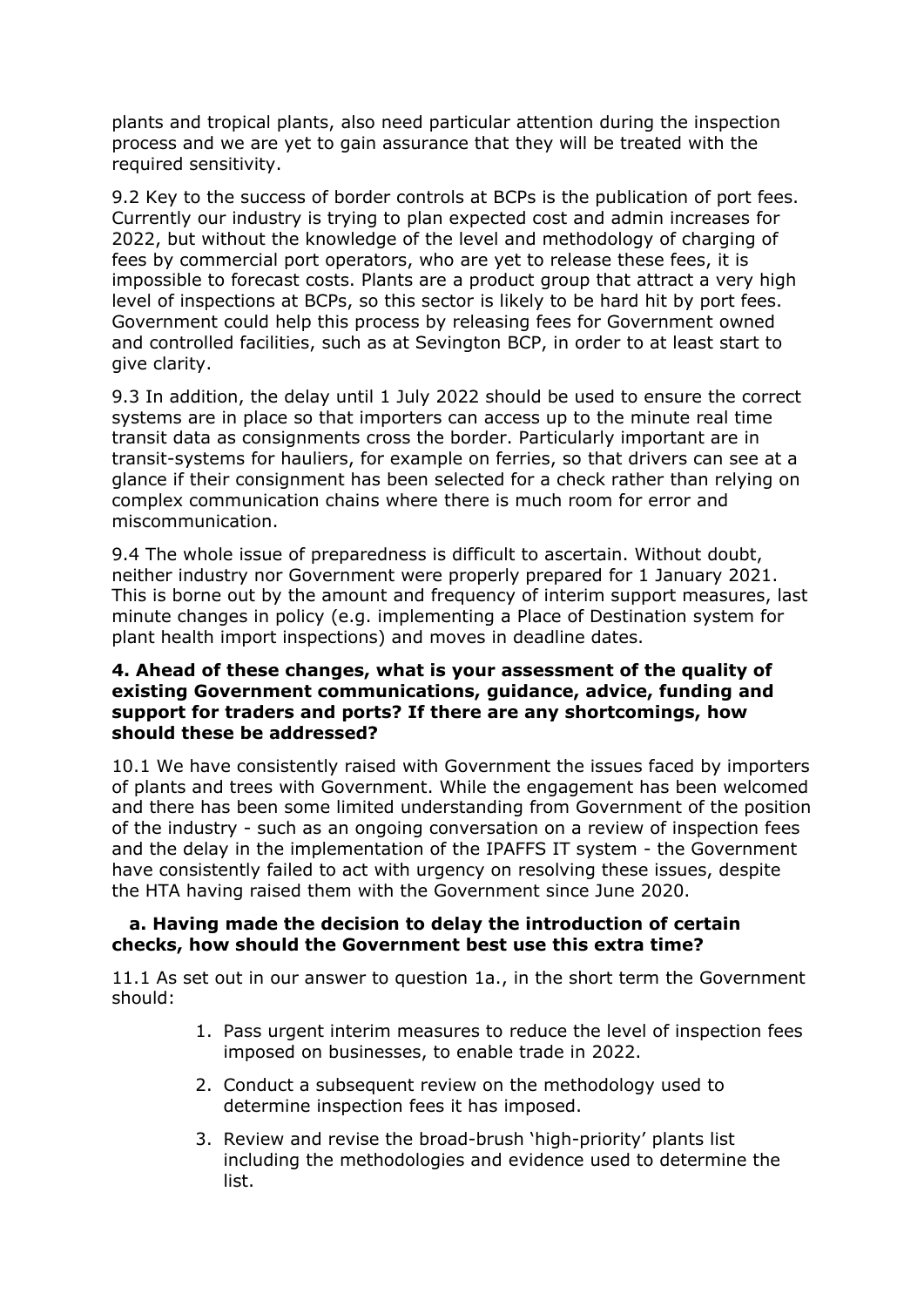plants and tropical plants, also need particular attention during the inspection process and we are yet to gain assurance that they will be treated with the required sensitivity.

9.2 Key to the success of border controls at BCPs is the publication of port fees. Currently our industry is trying to plan expected cost and admin increases for 2022, but without the knowledge of the level and methodology of charging of fees by commercial port operators, who are yet to release these fees, it is impossible to forecast costs. Plants are a product group that attract a very high level of inspections at BCPs, so this sector is likely to be hard hit by port fees. Government could help this process by releasing fees for Government owned and controlled facilities, such as at Sevington BCP, in order to at least start to give clarity.

9.3 In addition, the delay until 1 July 2022 should be used to ensure the correct systems are in place so that importers can access up to the minute real time transit data as consignments cross the border. Particularly important are in transit-systems for hauliers, for example on ferries, so that drivers can see at a glance if their consignment has been selected for a check rather than relying on complex communication chains where there is much room for error and miscommunication.

9.4 The whole issue of preparedness is difficult to ascertain. Without doubt, neither industry nor Government were properly prepared for 1 January 2021. This is borne out by the amount and frequency of interim support measures, last minute changes in policy (e.g. implementing a Place of Destination system for plant health import inspections) and moves in deadline dates.

**4. Ahead of these changes, what is your assessment of the quality of existing Government communications, guidance, advice, funding and support for traders and ports? If there are any shortcomings, how should these be addressed?**

10.1 We have consistently raised with Government the issues faced by importers of plants and trees with Government. While the engagement has been welcomed and there has been some limited understanding from Government of the position of the industry - such as an ongoing conversation on a review of inspection fees and the delay in the implementation of the IPAFFS IT system - the Government have consistently failed to act with urgency on resolving these issues, despite the HTA having raised them with the Government since June 2020.

**a. Having made the decision to delay the introduction of certain checks, how should the Government best use this extra time?**

11.1 As set out in our answer to question 1a., in the short term the Government should:

1. Pass urgent interim measures to reduce the level of inspection fees imposed on businesses, to enable trade in 2022.
2. Conduct a subsequent review on the methodology used to determine inspection fees it has imposed.
3. Review and revise the broad-brush 'high-priority' plants list including the methodologies and evidence used to determine the list.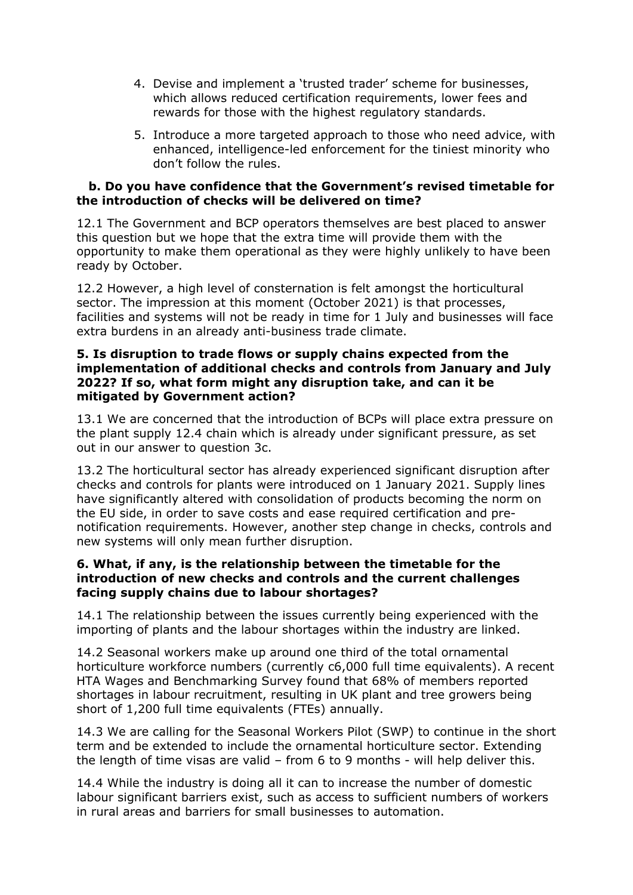4. Devise and implement a 'trusted trader' scheme for businesses, which allows reduced certification requirements, lower fees and rewards for those with the highest regulatory standards.
5. Introduce a more targeted approach to those who need advice, with enhanced, intelligence-led enforcement for the tiniest minority who don't follow the rules.

**b. Do you have confidence that the Government's revised timetable for the introduction of checks will be delivered on time?**

12.1 The Government and BCP operators themselves are best placed to answer this question but we hope that the extra time will provide them with the opportunity to make them operational as they were highly unlikely to have been ready by October.

12.2 However, a high level of consternation is felt amongst the horticultural sector. The impression at this moment (October 2021) is that processes, facilities and systems will not be ready in time for 1 July and businesses will face extra burdens in an already anti-business trade climate.

**5. Is disruption to trade flows or supply chains expected from the implementation of additional checks and controls from January and July 2022? If so, what form might any disruption take, and can it be mitigated by Government action?**

13.1 We are concerned that the introduction of BCPs will place extra pressure on the plant supply 12.4 chain which is already under significant pressure, as set out in our answer to question 3c.

13.2 The horticultural sector has already experienced significant disruption after checks and controls for plants were introduced on 1 January 2021. Supply lines have significantly altered with consolidation of products becoming the norm on the EU side, in order to save costs and ease required certification and pre-notification requirements. However, another step change in checks, controls and new systems will only mean further disruption.

**6. What, if any, is the relationship between the timetable for the introduction of new checks and controls and the current challenges facing supply chains due to labour shortages?**

14.1 The relationship between the issues currently being experienced with the importing of plants and the labour shortages within the industry are linked.

14.2 Seasonal workers make up around one third of the total ornamental horticulture workforce numbers (currently c6,000 full time equivalents). A recent HTA Wages and Benchmarking Survey found that 68% of members reported shortages in labour recruitment, resulting in UK plant and tree growers being short of 1,200 full time equivalents (FTEs) annually.

14.3 We are calling for the Seasonal Workers Pilot (SWP) to continue in the short term and be extended to include the ornamental horticulture sector. Extending the length of time visas are valid – from 6 to 9 months - will help deliver this.

14.4 While the industry is doing all it can to increase the number of domestic labour significant barriers exist, such as access to sufficient numbers of workers in rural areas and barriers for small businesses to automation.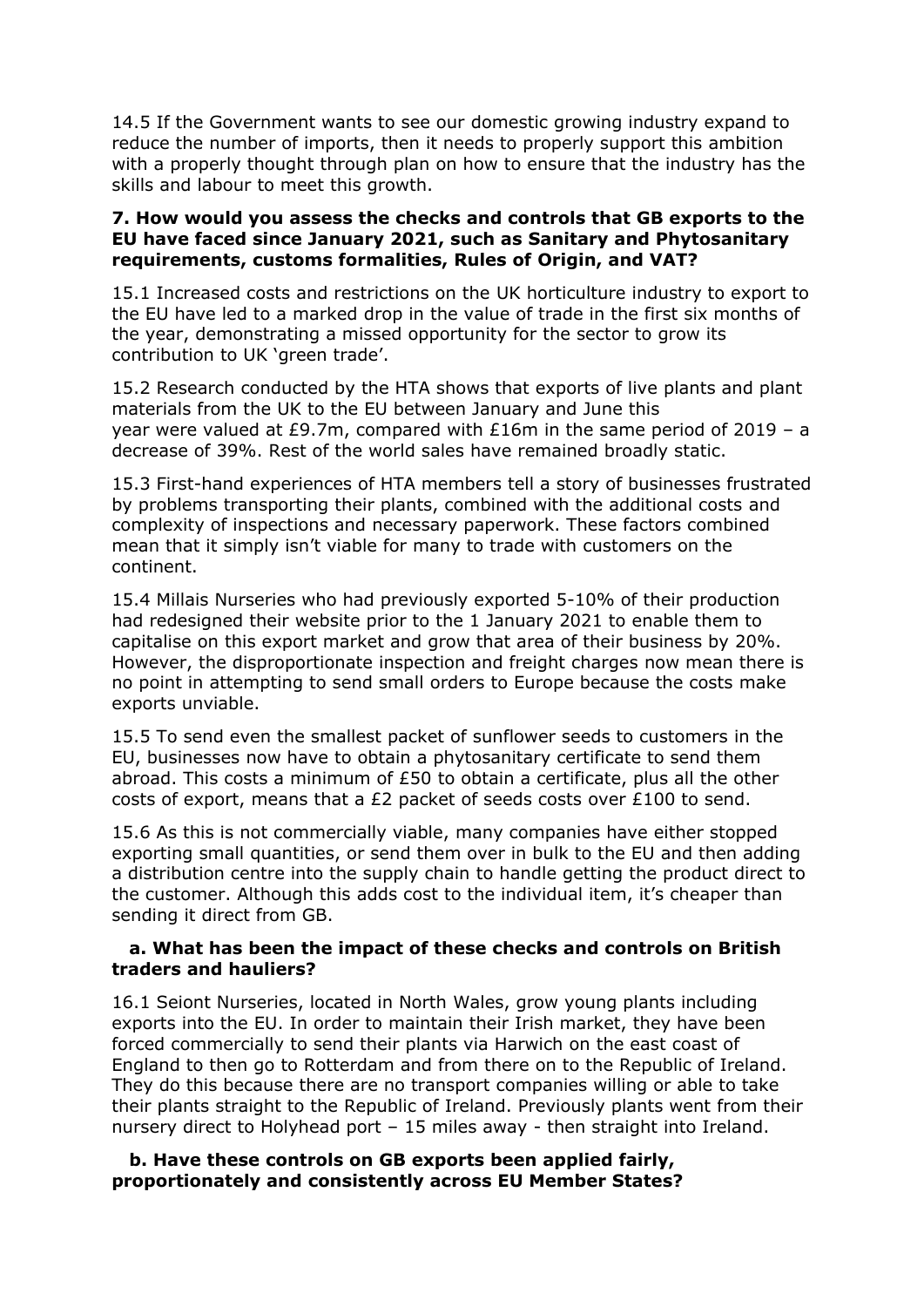14.5 If the Government wants to see our domestic growing industry expand to reduce the number of imports, then it needs to properly support this ambition with a properly thought through plan on how to ensure that the industry has the skills and labour to meet this growth.

**7. How would you assess the checks and controls that GB exports to the EU have faced since January 2021, such as Sanitary and Phytosanitary requirements, customs formalities, Rules of Origin, and VAT?**

15.1 Increased costs and restrictions on the UK horticulture industry to export to the EU have led to a marked drop in the value of trade in the first six months of the year, demonstrating a missed opportunity for the sector to grow its contribution to UK 'green trade'.

15.2 Research conducted by the HTA shows that exports of live plants and plant materials from the UK to the EU between January and June this year were valued at £9.7m, compared with £16m in the same period of 2019 – a decrease of 39%. Rest of the world sales have remained broadly static.

15.3 First-hand experiences of HTA members tell a story of businesses frustrated by problems transporting their plants, combined with the additional costs and complexity of inspections and necessary paperwork. These factors combined mean that it simply isn't viable for many to trade with customers on the continent.

15.4 Millais Nurseries who had previously exported 5-10% of their production had redesigned their website prior to the 1 January 2021 to enable them to capitalise on this export market and grow that area of their business by 20%. However, the disproportionate inspection and freight charges now mean there is no point in attempting to send small orders to Europe because the costs make exports unviable.

15.5 To send even the smallest packet of sunflower seeds to customers in the EU, businesses now have to obtain a phytosanitary certificate to send them abroad. This costs a minimum of £50 to obtain a certificate, plus all the other costs of export, means that a £2 packet of seeds costs over £100 to send.

15.6 As this is not commercially viable, many companies have either stopped exporting small quantities, or send them over in bulk to the EU and then adding a distribution centre into the supply chain to handle getting the product direct to the customer. Although this adds cost to the individual item, it's cheaper than sending it direct from GB.

**a. What has been the impact of these checks and controls on British traders and hauliers?**

16.1 Seiont Nurseries, located in North Wales, grow young plants including exports into the EU. In order to maintain their Irish market, they have been forced commercially to send their plants via Harwich on the east coast of England to then go to Rotterdam and from there on to the Republic of Ireland. They do this because there are no transport companies willing or able to take their plants straight to the Republic of Ireland. Previously plants went from their nursery direct to Holyhead port – 15 miles away - then straight into Ireland.

**b. Have these controls on GB exports been applied fairly, proportionately and consistently across EU Member States?**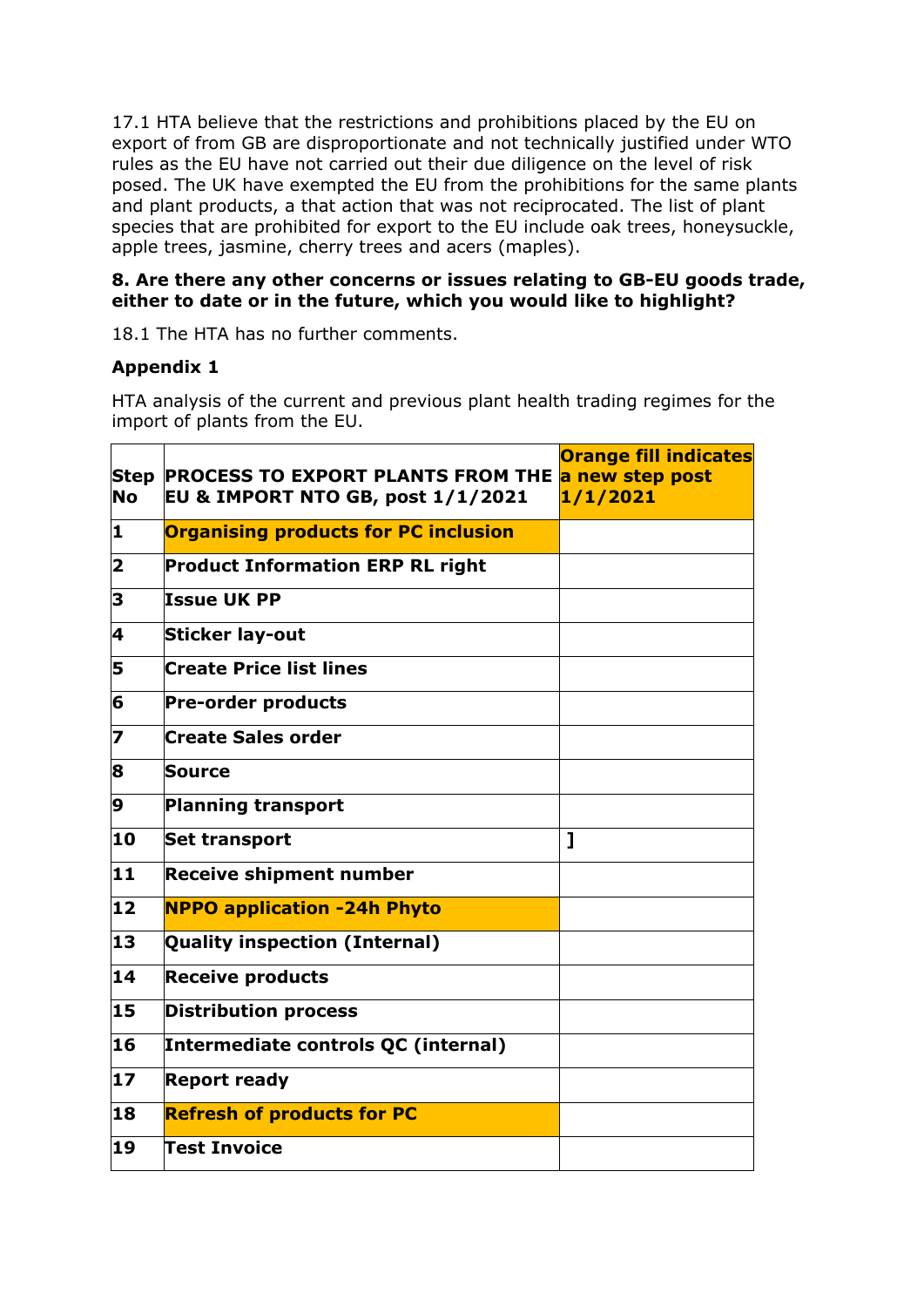17.1 HTA believe that the restrictions and prohibitions placed by the EU on export of from GB are disproportionate and not technically justified under WTO rules as the EU have not carried out their due diligence on the level of risk posed. The UK have exempted the EU from the prohibitions for the same plants and plant products, a that action that was not reciprocated. The list of plant species that are prohibited for export to the EU include oak trees, honeysuckle, apple trees, jasmine, cherry trees and acers (maples).

**8. Are there any other concerns or issues relating to GB-EU goods trade, either to date or in the future, which you would like to highlight?**

18.1 The HTA has no further comments.

**Appendix 1**

HTA analysis of the current and previous plant health trading regimes for the import of plants from the EU.

| Step No | PROCESS TO EXPORT PLANTS FROM THE EU & IMPORT NTO GB, post 1/1/2021 | Orange fill indicates a new step post 1/1/2021 |
|---|---|---|
| 1 | Organising products for PC inclusion | |
| 2 | Product Information ERP RL right | |
| 3 | Issue UK PP | |
| 4 | Sticker lay-out | |
| 5 | Create Price list lines | |
| 6 | Pre-order products | |
| 7 | Create Sales order | |
| 8 | Source | |
| 9 | Planning transport | |
| 10 | Set transport | ] |
| 11 | Receive shipment number | |
| 12 | NPPO application -24h Phyto | |
| 13 | Quality inspection (Internal) | |
| 14 | Receive products | |
| 15 | Distribution process | |
| 16 | Intermediate controls QC (internal) | |
| 17 | Report ready | |
| 18 | Refresh of products for PC | |
| 19 | Test Invoice | |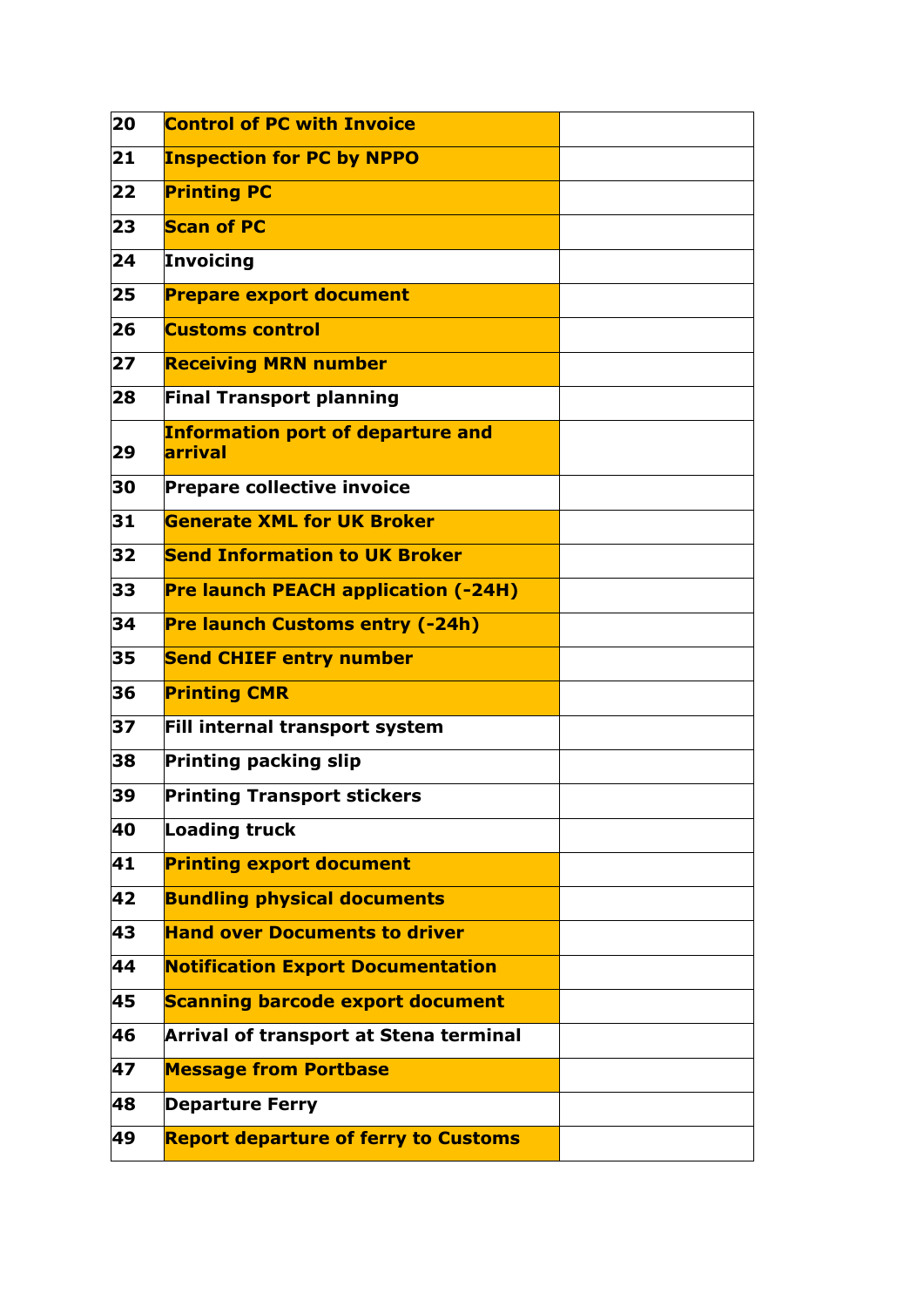| | | |
|---|---|---|
| 20 | **Control of PC with Invoice** | |
| 21 | **Inspection for PC by NPPO** | |
| 22 | **Printing PC** | |
| 23 | **Scan of PC** | |
| 24 | **Invoicing** | |
| 25 | **Prepare export document** | |
| 26 | **Customs control** | |
| 27 | **Receiving MRN number** | |
| 28 | **Final Transport planning** | |
| 29 | **Information port of departure and arrival** | |
| 30 | **Prepare collective invoice** | |
| 31 | **Generate XML for UK Broker** | |
| 32 | **Send Information to UK Broker** | |
| 33 | **Pre launch PEACH application (-24H)** | |
| 34 | **Pre launch Customs entry (-24h)** | |
| 35 | **Send CHIEF entry number** | |
| 36 | **Printing CMR** | |
| 37 | **Fill internal transport system** | |
| 38 | **Printing packing slip** | |
| 39 | **Printing Transport stickers** | |
| 40 | **Loading truck** | |
| 41 | **Printing export document** | |
| 42 | **Bundling physical documents** | |
| 43 | **Hand over Documents to driver** | |
| 44 | **Notification Export Documentation** | |
| 45 | **Scanning barcode export document** | |
| 46 | **Arrival of transport at Stena terminal** | |
| 47 | **Message from Portbase** | |
| 48 | **Departure Ferry** | |
| 49 | **Report departure of ferry to Customs** | |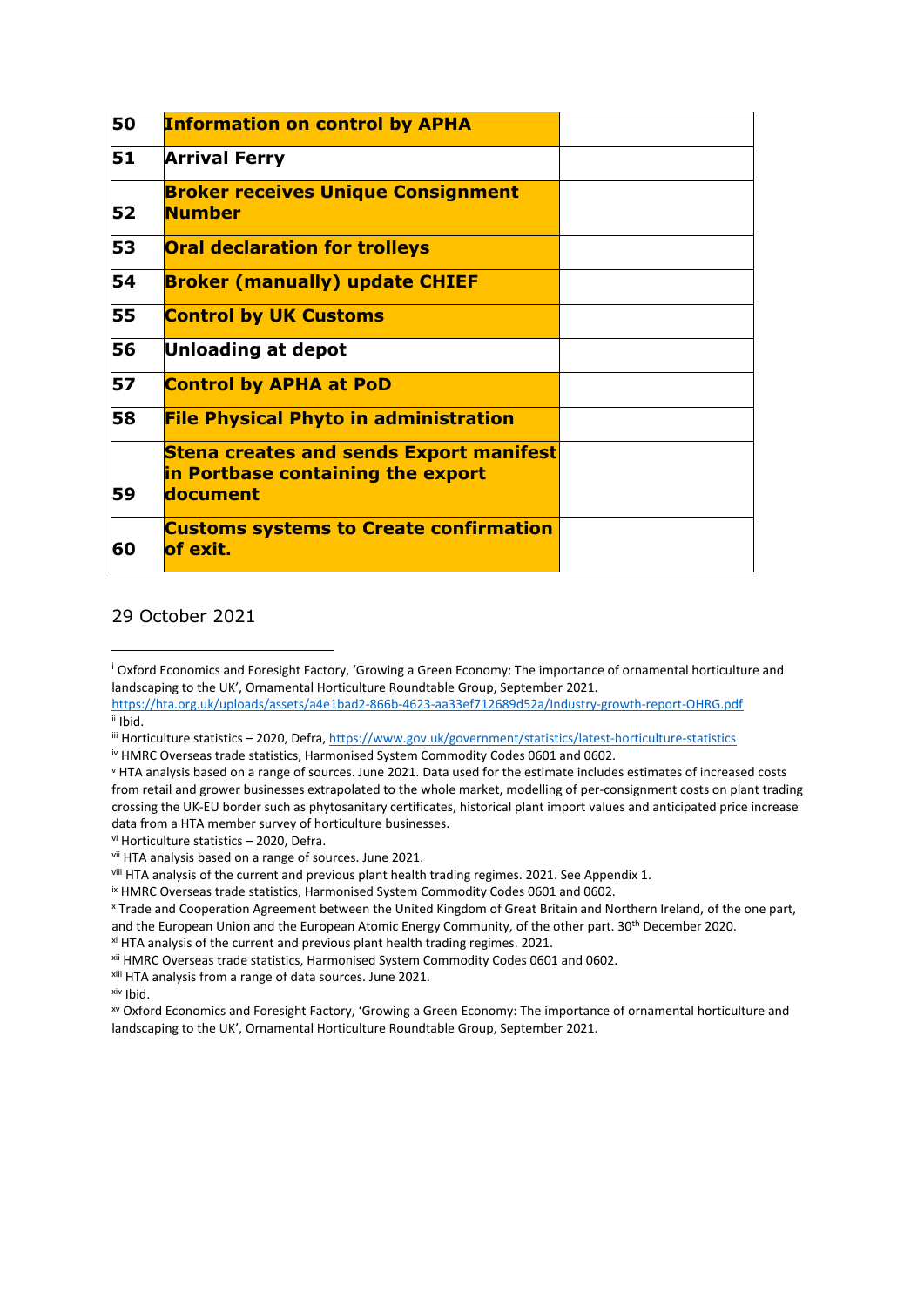| | | |
|---|---|---|
| **50** | **Information on control by APHA** | |
| **51** | **Arrival Ferry** | |
| **52** | **Broker receives Unique Consignment Number** | |
| **53** | **Oral declaration for trolleys** | |
| **54** | **Broker (manually) update CHIEF** | |
| **55** | **Control by UK Customs** | |
| **56** | **Unloading at depot** | |
| **57** | **Control by APHA at PoD** | |
| **58** | **File Physical Phyto in administration** | |
| **59** | **Stena creates and sends Export manifest in Portbase containing the export document** | |
| **60** | **Customs systems to Create confirmation of exit.** | |

29 October 2021

---

[i] Oxford Economics and Foresight Factory, 'Growing a Green Economy: The importance of ornamental horticulture and landscaping to the UK', Ornamental Horticulture Roundtable Group, September 2021. https://hta.org.uk/uploads/assets/a4e1bad2-866b-4623-aa33ef712689d52a/Industry-growth-report-OHRG.pdf

[ii] Ibid.

[iii] Horticulture statistics – 2020, Defra, https://www.gov.uk/government/statistics/latest-horticulture-statistics

[iv] HMRC Overseas trade statistics, Harmonised System Commodity Codes 0601 and 0602.

[v] HTA analysis based on a range of sources. June 2021. Data used for the estimate includes estimates of increased costs from retail and grower businesses extrapolated to the whole market, modelling of per-consignment costs on plant trading crossing the UK-EU border such as phytosanitary certificates, historical plant import values and anticipated price increase data from a HTA member survey of horticulture businesses.

[vi] Horticulture statistics – 2020, Defra.

[vii] HTA analysis based on a range of sources. June 2021.

[viii] HTA analysis of the current and previous plant health trading regimes. 2021. See Appendix 1.

[ix] HMRC Overseas trade statistics, Harmonised System Commodity Codes 0601 and 0602.

[x] Trade and Cooperation Agreement between the United Kingdom of Great Britain and Northern Ireland, of the one part, and the European Union and the European Atomic Energy Community, of the other part. 30th December 2020.

[xi] HTA analysis of the current and previous plant health trading regimes. 2021.

[xii] HMRC Overseas trade statistics, Harmonised System Commodity Codes 0601 and 0602.

[xiii] HTA analysis from a range of data sources. June 2021.

[xiv] Ibid.

[xv] Oxford Economics and Foresight Factory, 'Growing a Green Economy: The importance of ornamental horticulture and landscaping to the UK', Ornamental Horticulture Roundtable Group, September 2021.